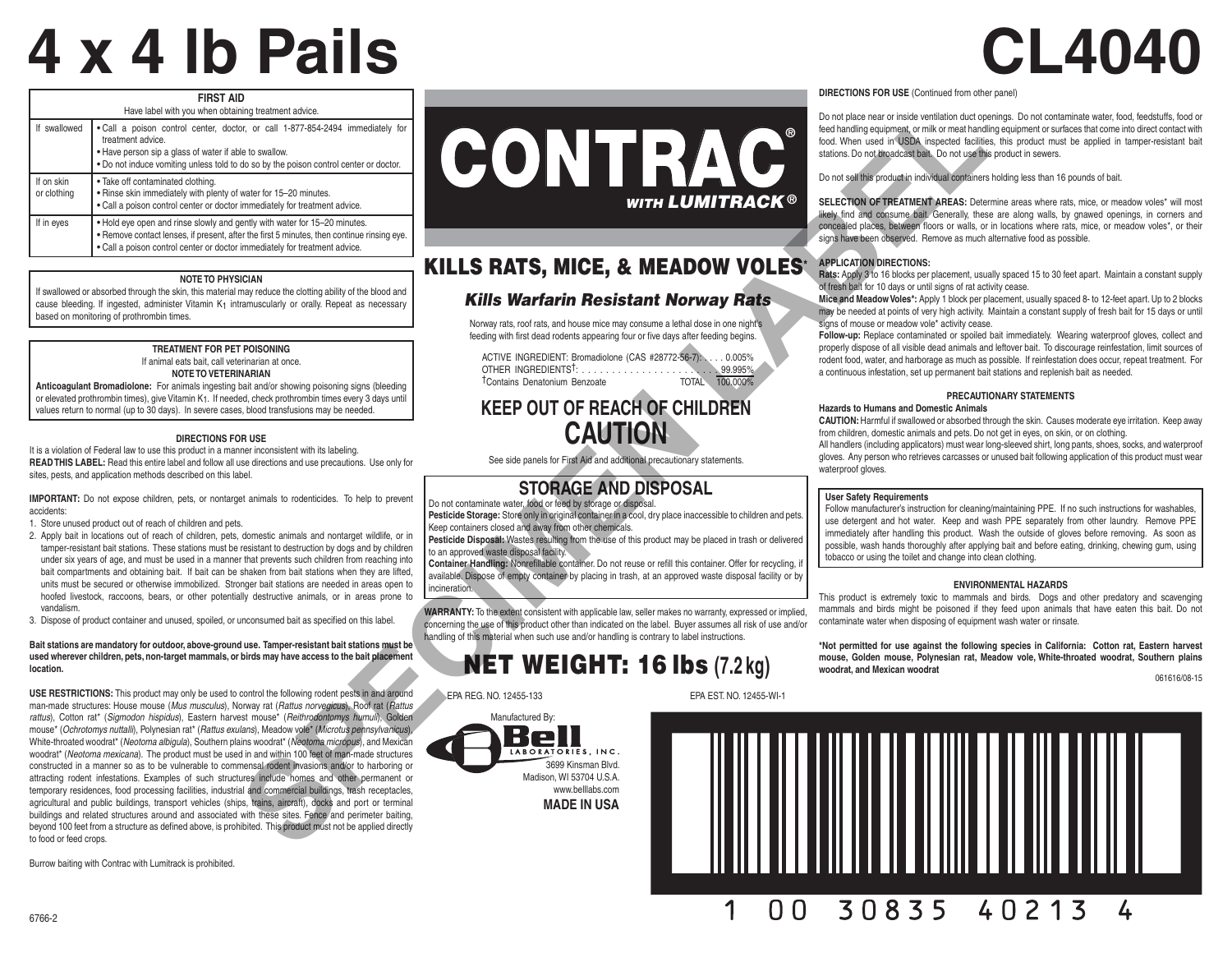# 4 x 4 lb Pails

# CL4040

| FIRST AID | |
|---|---|
| Have label with you when obtaining treatment advice. | |
| If swallowed | • Call a poison control center, doctor, or call 1-877-854-2494 immediately for treatment advice.<br>• Have person sip a glass of water if able to swallow.<br>• Do not induce vomiting unless told to do so by the poison control center or doctor. |
| If on skin or clothing | • Take off contaminated clothing.<br>• Rinse skin immediately with plenty of water for 15–20 minutes.<br>• Call a poison control center or doctor immediately for treatment advice. |
| If in eyes | • Hold eye open and rinse slowly and gently with water for 15–20 minutes.<br>• Remove contact lenses, if present, after the first 5 minutes, then continue rinsing eye.<br>• Call a poison control center or doctor immediately for treatment advice. |

**NOTE TO PHYSICIAN**

If swallowed or absorbed through the skin, this material may reduce the clotting ability of the blood and cause bleeding. If ingested, administer Vitamin $K_1$ intramuscularly or orally. Repeat as necessary based on monitoring of prothrombin times.

**TREATMENT FOR PET POISONING**

If animal eats bait, call veterinarian at once.

**NOTE TO VETERINARIAN**

**Anticoagulant Bromadiolone:** For animals ingesting bait and/or showing poisoning signs (bleeding or elevated prothrombin times), give Vitamin $K_1$. If needed, check prothrombin times every 3 days until values return to normal (up to 30 days). In severe cases, blood transfusions may be needed.

**DIRECTIONS FOR USE**

It is a violation of Federal law to use this product in a manner inconsistent with its labeling.

**READ THIS LABEL:** Read this entire label and follow all use directions and use precautions. Use only for sites, pests, and application methods described on this label.

**IMPORTANT:** Do not expose children, pets, or nontarget animals to rodenticides. To help to prevent accidents:

1. Store unused product out of reach of children and pets.
2. Apply bait in locations out of reach of children, pets, domestic animals and nontarget wildlife, or in tamper-resistant bait stations. These stations must be resistant to destruction by dogs and by children under six years of age, and must be used in a manner that prevents such children from reaching into bait compartments and obtaining bait. If bait can be shaken from bait stations when they are lifted, units must be secured or otherwise immobilized. Stronger bait stations are needed in areas open to hoofed livestock, raccoons, bears, or other potentially destructive animals, or in areas prone to vandalism.
3. Dispose of product container and unused, spoiled, or unconsumed bait as specified on this label.

**Bait stations are mandatory for outdoor, above-ground use. Tamper-resistant bait stations must be used wherever children, pets, non-target mammals, or birds may have access to the bait placement location.**

**USE RESTRICTIONS:** This product may only be used to control the following rodent pests in and around man-made structures: House mouse (*Mus musculus*), Norway rat (*Rattus norvegicus*), Roof rat (*Rattus rattus*), Cotton rat* (*Sigmodon hispidus*), Eastern harvest mouse* (*Reithrodontomys humuli*), Golden mouse* (*Ochrotomys nuttalli*), Polynesian rat* (*Rattus exulans*), Meadow vole* (*Microtus pennsylvanicus*), White-throated woodrat* (*Neotoma albigula*), Southern plains woodrat* (*Neotoma micropus*), and Mexican woodrat* (*Neotoma mexicana*). The product must be used in and within 100 feet of man-made structures constructed in a manner so as to be vulnerable to commensal rodent invasions and/or to harboring or attracting rodent infestations. Examples of such structures include homes and other permanent or temporary residences, food processing facilities, industrial and commercial buildings, trash receptacles, agricultural and public buildings, transport vehicles (ships, trains, aircraft), docks and port or terminal buildings and related structures around and associated with these sites. Fence and perimeter baiting, beyond 100 feet from a structure as defined above, is prohibited. This product must not be applied directly to food or feed crops.

Burrow baiting with Contrac with Lumitrack is prohibited.

6766-2

# CONTRAC®
## WITH LUMITRACK®

## KILLS RATS, MICE, & MEADOW VOLES*

### *Kills Warfarin Resistant Norway Rats*

Norway rats, roof rats, and house mice may consume a lethal dose in one night's feeding with first dead rodents appearing four or five days after feeding begins.

ACTIVE INGREDIENT: Bromadiolone (CAS #28772-56-7): . . . . 0.005%
OTHER INGREDIENTS†: . . . . . . . . . . . . . . . . . . . . . . . 99.995%
†Contains Denatonium Benzoate TOTAL 100.000%

## KEEP OUT OF REACH OF CHILDREN
## CAUTION

See side panels for First Aid and additional precautionary statements.

## STORAGE AND DISPOSAL

Do not contaminate water, food or feed by storage or disposal.

**Pesticide Storage:** Store only in original container in a cool, dry place inaccessible to children and pets. Keep containers closed and away from other chemicals.

**Pesticide Disposal:** Wastes resulting from the use of this product may be placed in trash or delivered to an approved waste disposal facility.

**Container Handling:** Nonrefillable container. Do not reuse or refill this container. Offer for recycling, if available. Dispose of empty container by placing in trash, at an approved waste disposal facility or by incineration.

**WARRANTY:** To the extent consistent with applicable law, seller makes no warranty, expressed or implied, concerning the use of this product other than indicated on the label. Buyer assumes all risk of use and/or handling of this material when such use and/or handling is contrary to label instructions.

## NET WEIGHT: 16 lbs (7.2 kg)

EPA REG. NO. 12455-133 EPA EST. NO. 12455-WI-1

Manufactured By:
Bell Laboratories, Inc.
3699 Kinsman Blvd.
Madison, WI 53704 U.S.A.
www.belllabs.com
**MADE IN USA**

**DIRECTIONS FOR USE** (Continued from other panel)

Do not place near or inside ventilation duct openings. Do not contaminate water, food, feedstuffs, food or feed handling equipment, or milk or meat handling equipment or surfaces that come into direct contact with food. When used in USDA inspected facilities, this product must be applied in tamper-resistant bait stations. Do not broadcast bait. Do not use this product in sewers.

Do not sell this product in individual containers holding less than 16 pounds of bait.

**SELECTION OF TREATMENT AREAS:** Determine areas where rats, mice, or meadow voles* will most likely find and consume bait. Generally, these are along walls, by gnawed openings, in corners and concealed places, between floors or walls, or in locations where rats, mice, or meadow voles*, or their signs have been observed. Remove as much alternative food as possible.

**APPLICATION DIRECTIONS:**

**Rats:** Apply 3 to 16 blocks per placement, usually spaced 15 to 30 feet apart. Maintain a constant supply of fresh bait for 10 days or until signs of rat activity cease.

**Mice and Meadow Voles*:** Apply 1 block per placement, usually spaced 8- to 12-feet apart. Up to 2 blocks may be needed at points of very high activity. Maintain a constant supply of fresh bait for 15 days or until signs of mouse or meadow vole* activity cease.

**Follow-up:** Replace contaminated or spoiled bait immediately. Wearing waterproof gloves, collect and properly dispose of all visible dead animals and leftover bait. To discourage reinfestation, limit sources of rodent food, water, and harborage as much as possible. If reinfestation does occur, repeat treatment. For a continuous infestation, set up permanent bait stations and replenish bait as needed.

**PRECAUTIONARY STATEMENTS**

**Hazards to Humans and Domestic Animals**

**CAUTION:** Harmful if swallowed or absorbed through the skin. Causes moderate eye irritation. Keep away from children, domestic animals and pets. Do not get in eyes, on skin, or on clothing.

All handlers (including applicators) must wear long-sleeved shirt, long pants, shoes, socks, and waterproof gloves. Any person who retrieves carcasses or unused bait following application of this product must wear waterproof gloves.

**User Safety Requirements**

Follow manufacturer's instruction for cleaning/maintaining PPE. If no such instructions for washables, use detergent and hot water. Keep and wash PPE separately from other laundry. Remove PPE immediately after handling this product. Wash the outside of gloves before removing. As soon as possible, wash hands thoroughly after applying bait and before eating, drinking, chewing gum, using tobacco or using the toilet and change into clean clothing.

**ENVIRONMENTAL HAZARDS**

This product is extremely toxic to mammals and birds. Dogs and other predatory and scavenging mammals and birds might be poisoned if they feed upon animals that have eaten this bait. Do not contaminate water when disposing of equipment wash water or rinsate.

**\*Not permitted for use against the following species in California: Cotton rat, Eastern harvest mouse, Golden mouse, Polynesian rat, Meadow vole, White-throated woodrat, Southern plains woodrat, and Mexican woodrat**

061616/08-15

1 00 30835 40213 4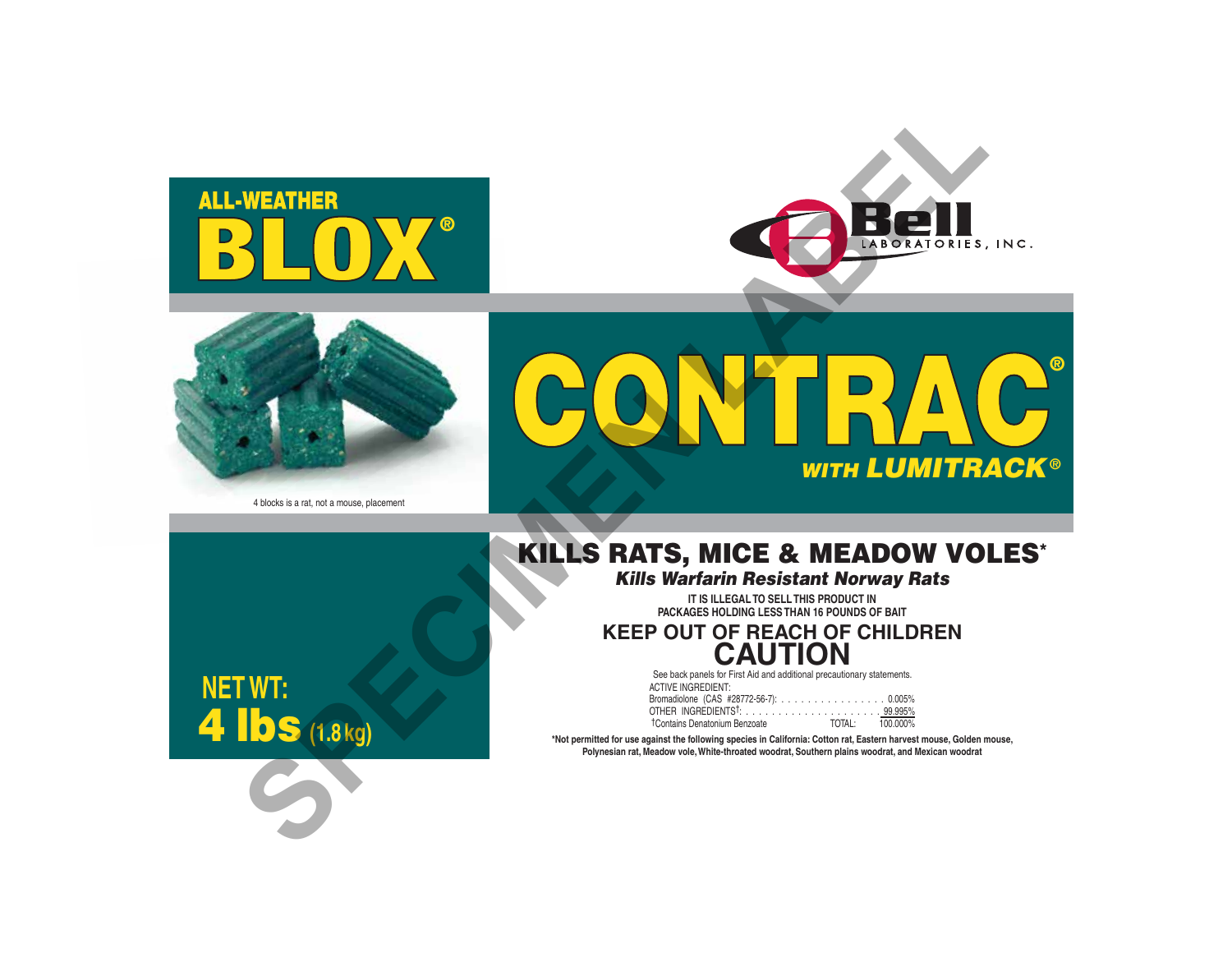ALL-WEATHER
# BLOX®

Bell LABORATORIES, INC.

4 blocks is a rat, not a mouse, placement

# CONTRAC®

*WITH LUMITRACK®*

## KILLS RATS, MICE & MEADOW VOLES*

***Kills Warfarin Resistant Norway Rats***

**IT IS ILLEGAL TO SELL THIS PRODUCT IN PACKAGES HOLDING LESS THAN 16 POUNDS OF BAIT**

## KEEP OUT OF REACH OF CHILDREN
## CAUTION

See back panels for First Aid and additional precautionary statements.

| ACTIVE INGREDIENT: | |
| --- | --- |
| Bromadiolone (CAS #28772-56-7): | 0.005% |
| OTHER INGREDIENTS†: | 99.995% |
| †Contains Denatonium Benzoate TOTAL: | 100.000% |

**NET WT: 4 lbs (1.8 kg)**

**\*Not permitted for use against the following species in California: Cotton rat, Eastern harvest mouse, Golden mouse, Polynesian rat, Meadow vole, White-throated woodrat, Southern plains woodrat, and Mexican woodrat**

SPECIMEN LABEL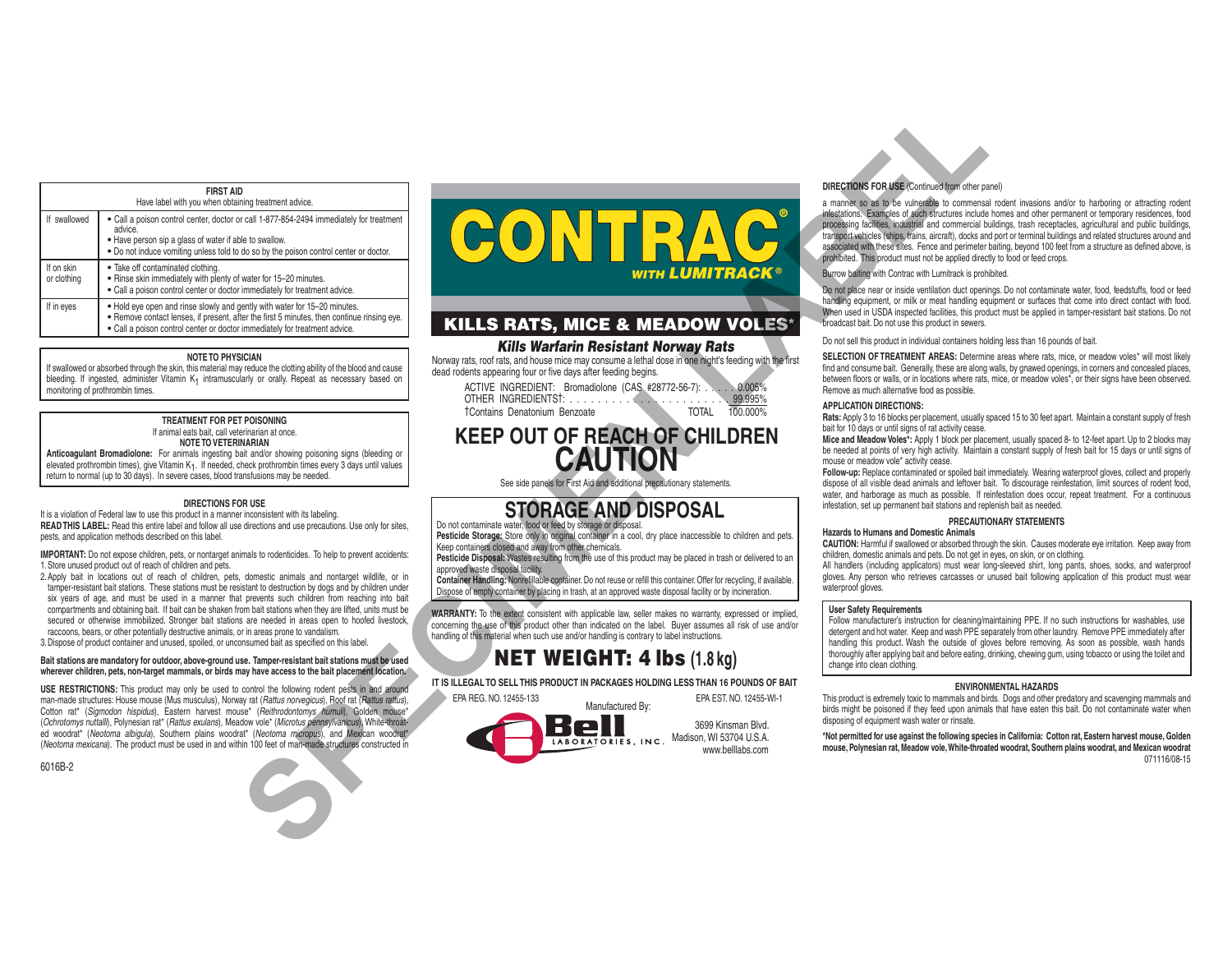| FIRST AID | |
|---|---|
| Have label with you when obtaining treatment advice. | |
| If swallowed | • Call a poison control center, doctor or call 1-877-854-2494 immediately for treatment advice.<br>• Have person sip a glass of water if able to swallow.<br>• Do not induce vomiting unless told to do so by the poison control center or doctor. |
| If on skin or clothing | • Take off contaminated clothing.<br>• Rinse skin immediately with plenty of water for 15–20 minutes.<br>• Call a poison control center or doctor immediately for treatment advice. |
| If in eyes | • Hold eye open and rinse slowly and gently with water for 15–20 minutes.<br>• Remove contact lenses, if present, after the first 5 minutes, then continue rinsing eye.<br>• Call a poison control center or doctor immediately for treatment advice. |

**NOTE TO PHYSICIAN**

If swallowed or absorbed through the skin, this material may reduce the clotting ability of the blood and cause bleeding. If ingested, administer Vitamin $K_1$ intramuscularly or orally. Repeat as necessary based on monitoring of prothrombin times.

**TREATMENT FOR PET POISONING**

If animal eats bait, call veterinarian at once.

**NOTE TO VETERINARIAN**

**Anticoagulant Bromadiolone:** For animals ingesting bait and/or showing poisoning signs (bleeding or elevated prothrombin times), give Vitamin $K_1$. If needed, check prothrombin times every 3 days until values return to normal (up to 30 days). In severe cases, blood transfusions may be needed.

## DIRECTIONS FOR USE

It is a violation of Federal law to use this product in a manner inconsistent with its labeling.

**READ THIS LABEL:** Read this entire label and follow all use directions and use precautions. Use only for sites, pests, and application methods described on this label.

**IMPORTANT:** Do not expose children, pets, or nontarget animals to rodenticides. To help to prevent accidents:

1. Store unused product out of reach of children and pets.
2. Apply bait in locations out of reach of children, pets, domestic animals and nontarget wildlife, or in tamper-resistant bait stations. These stations must be resistant to destruction by dogs and by children under six years of age, and must be used in a manner that prevents such children from reaching into bait compartments and obtaining bait. If bait can be shaken from bait stations when they are lifted, units must be secured or otherwise immobilized. Stronger bait stations are needed in areas open to hoofed livestock, raccoons, bears, or other potentially destructive animals, or in areas prone to vandalism.
3. Dispose of product container and unused, spoiled, or unconsumed bait as specified on this label.

**Bait stations are mandatory for outdoor, above-ground use. Tamper-resistant bait stations must be used wherever children, pets, non-target mammals, or birds may have access to the bait placement location.**

**USE RESTRICTIONS:** This product may only be used to control the following rodent pests in and around man-made structures: House mouse (Mus musculus), Norway rat (*Rattus norvegicus*), Roof rat (*Rattus rattus*), Cotton rat* (*Sigmodon hispidus*), Eastern harvest mouse* (*Reithrodontomys humuli*), Golden mouse* (*Ochrotomys nuttalli*), Polynesian rat* (*Rattus exulans*), Meadow vole* (*Microtus pennsylvanicus*), White-throated woodrat* (*Neotoma albigula*), Southern plains woodrat* (*Neotoma micropus*), and Mexican woodrat* (*Neotoma mexicana*). The product must be used in and within 100 feet of man-made structures constructed in

6016B-2

# CONTRAC®
## WITH LUMITRACK®

## KILLS RATS, MICE & MEADOW VOLES*

### *Kills Warfarin Resistant Norway Rats*

Norway rats, roof rats, and house mice may consume a lethal dose in one night's feeding with the first dead rodents appearing four or five days after feeding begins.

| | |
|---|---|
| ACTIVE INGREDIENT: Bromadiolone (CAS #28772-56-7) | 0.005% |
| OTHER INGREDIENTS†: | 99.995% |
| †Contains Denatonium Benzoate TOTAL | 100.000% |

# KEEP OUT OF REACH OF CHILDREN
# CAUTION

See side panels for First Aid and additional precautionary statements.

## STORAGE AND DISPOSAL

Do not contaminate water, food or feed by storage or disposal.

**Pesticide Storage:** Store only in original container in a cool, dry place inaccessible to children and pets. Keep containers closed and away from other chemicals.

**Pesticide Disposal:** Wastes resulting from the use of this product may be placed in trash or delivered to an approved waste disposal facility.

**Container Handling:** Nonrefillable container. Do not reuse or refill this container. Offer for recycling, if available. Dispose of empty container by placing in trash, at an approved waste disposal facility or by incineration.

**WARRANTY:** To the extent consistent with applicable law, seller makes no warranty, expressed or implied, concerning the use of this product other than indicated on the label. Buyer assumes all risk of use and/or handling of this material when such use and/or handling is contrary to label instructions.

## NET WEIGHT: 4 lbs (1.8 kg)

**IT IS ILLEGAL TO SELL THIS PRODUCT IN PACKAGES HOLDING LESS THAN 16 POUNDS OF BAIT**

EPA REG. NO. 12455-133

EPA EST. NO. 12455-WI-1

Manufactured By:

Bell LABORATORIES, INC.

3699 Kinsman Blvd.
Madison, WI 53704 U.S.A.
www.belllabs.com

**DIRECTIONS FOR USE** (Continued from other panel)

a manner so as to be vulnerable to commensal rodent invasions and/or to harboring or attracting rodent infestations. Examples of such structures include homes and other permanent or temporary residences, food processing facilities, industrial and commercial buildings, trash receptacles, agricultural and public buildings, transport vehicles (ships, trains, aircraft), docks and port or terminal buildings and related structures around and associated with these sites. Fence and perimeter baiting, beyond 100 feet from a structure as defined above, is prohibited. This product must not be applied directly to food or feed crops.

Burrow baiting with Contrac with Lumitrack is prohibited.

Do not place near or inside ventilation duct openings. Do not contaminate water, food, feedstuffs, food or feed handling equipment, or milk or meat handling equipment or surfaces that come into direct contact with food. When used in USDA inspected facilities, this product must be applied in tamper-resistant bait stations. Do not broadcast bait. Do not use this product in sewers.

Do not sell this product in individual containers holding less than 16 pounds of bait.

**SELECTION OF TREATMENT AREAS:** Determine areas where rats, mice, or meadow voles* will most likely find and consume bait. Generally, these are along walls, by gnawed openings, in corners and concealed places, between floors or walls, or in locations where rats, mice, or meadow voles*, or their signs have been observed. Remove as much alternative food as possible.

**APPLICATION DIRECTIONS:**

**Rats:** Apply 3 to 16 blocks per placement, usually spaced 15 to 30 feet apart. Maintain a constant supply of fresh bait for 10 days or until signs of rat activity cease.

**Mice and Meadow Voles*:** Apply 1 block per placement, usually spaced 8- to 12-feet apart. Up to 2 blocks may be needed at points of very high activity. Maintain a constant supply of fresh bait for 15 days or until signs of mouse or meadow vole* activity cease.

**Follow-up:** Replace contaminated or spoiled bait immediately. Wearing waterproof gloves, collect and properly dispose of all visible dead animals and leftover bait. To discourage reinfestation, limit sources of rodent food, water, and harborage as much as possible. If reinfestation does occur, repeat treatment. For a continuous infestation, set up permanent bait stations and replenish bait as needed.

## PRECAUTIONARY STATEMENTS

**Hazards to Humans and Domestic Animals**

**CAUTION:** Harmful if swallowed or absorbed through the skin. Causes moderate eye irritation. Keep away from children, domestic animals and pets. Do not get in eyes, on skin, or on clothing.

All handlers (including applicators) must wear long-sleeved shirt, long pants, shoes, socks, and waterproof gloves. Any person who retrieves carcasses or unused bait following application of this product must wear waterproof gloves.

**User Safety Requirements**

Follow manufacturer's instruction for cleaning/maintaining PPE. If no such instructions for washables, use detergent and hot water. Keep and wash PPE separately from other laundry. Remove PPE immediately after handling this product. Wash the outside of gloves before removing. As soon as possible, wash hands thoroughly after applying bait and before eating, drinking, chewing gum, using tobacco or using the toilet and change into clean clothing.

## ENVIRONMENTAL HAZARDS

This product is extremely toxic to mammals and birds. Dogs and other predatory and scavenging mammals and birds might be poisoned if they feed upon animals that have eaten this bait. Do not contaminate water when disposing of equipment wash water or rinsate.

**\*Not permitted for use against the following species in California: Cotton rat, Eastern harvest mouse, Golden mouse, Polynesian rat, Meadow vole, White-throated woodrat, Southern plains woodrat, and Mexican woodrat**

071116/08-15

SPECIMEN LABEL